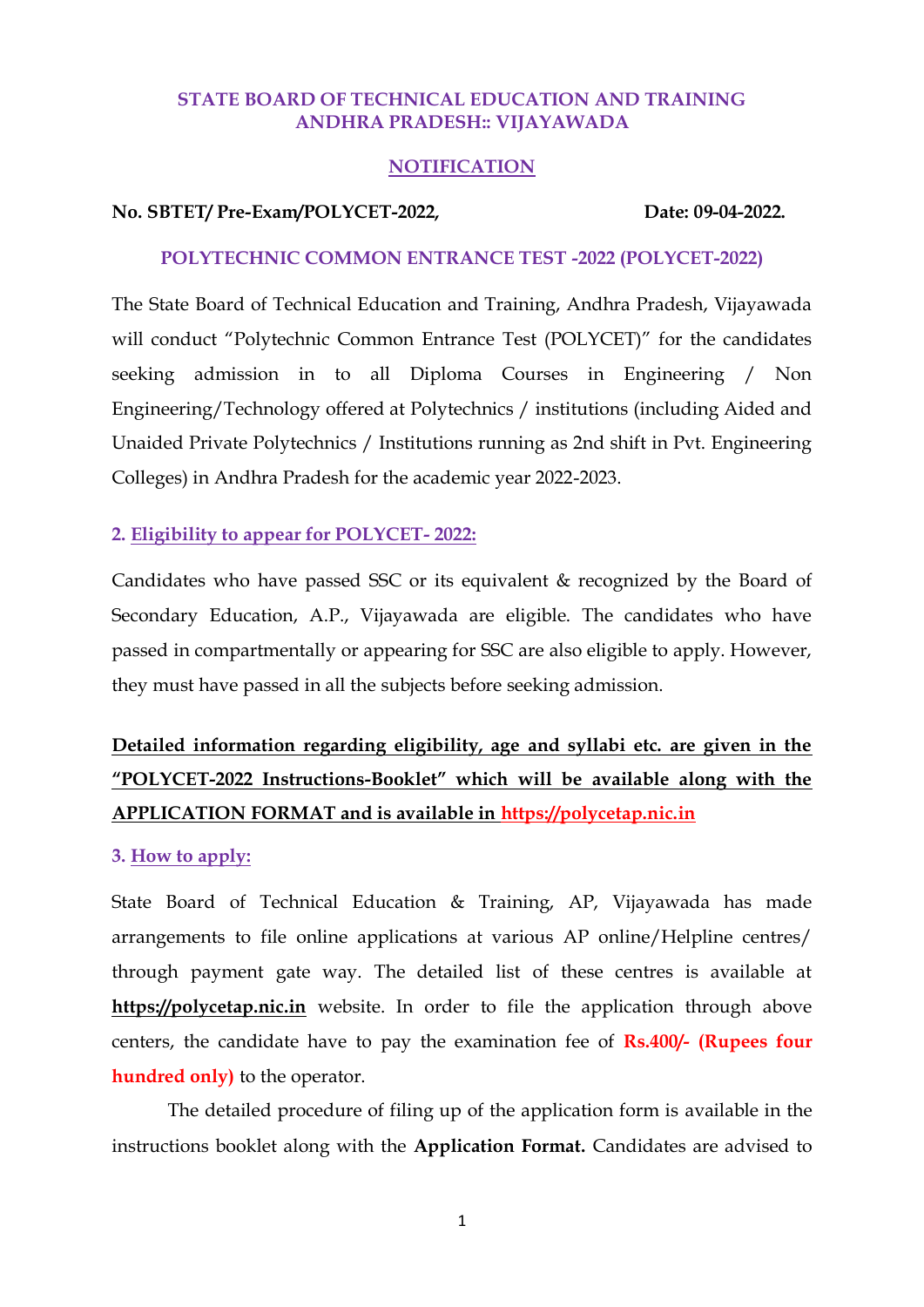**STATE BOARD OF TECHNICAL EDUCATION AND TRAINING**
**ANDHRA PRADESH:: VIJAYAWADA**

# NOTIFICATION

**No. SBTET/ Pre-Exam/POLYCET-2022,** **Date: 09-04-2022.**

## POLYTECHNIC COMMON ENTRANCE TEST -2022 (POLYCET-2022)

The State Board of Technical Education and Training, Andhra Pradesh, Vijayawada will conduct "Polytechnic Common Entrance Test (POLYCET)" for the candidates seeking admission in to all Diploma Courses in Engineering / Non Engineering/Technology offered at Polytechnics / institutions (including Aided and Unaided Private Polytechnics / Institutions running as 2nd shift in Pvt. Engineering Colleges) in Andhra Pradesh for the academic year 2022-2023.

### 2. Eligibility to appear for POLYCET- 2022:

Candidates who have passed SSC or its equivalent & recognized by the Board of Secondary Education, A.P., Vijayawada are eligible. The candidates who have passed in compartmentally or appearing for SSC are also eligible to apply. However, they must have passed in all the subjects before seeking admission.

**Detailed information regarding eligibility, age and syllabi etc. are given in the "POLYCET-2022 Instructions-Booklet" which will be available along with the APPLICATION FORMAT and is available in https://polycetap.nic.in**

### 3. How to apply:

State Board of Technical Education & Training, AP, Vijayawada has made arrangements to file online applications at various AP online/Helpline centres/ through payment gate way. The detailed list of these centres is available at **https://polycetap.nic.in** website. In order to file the application through above centers, the candidate have to pay the examination fee of **Rs.400/- (Rupees four hundred only)** to the operator.

The detailed procedure of filing up of the application form is available in the instructions booklet along with the **Application Format.** Candidates are advised to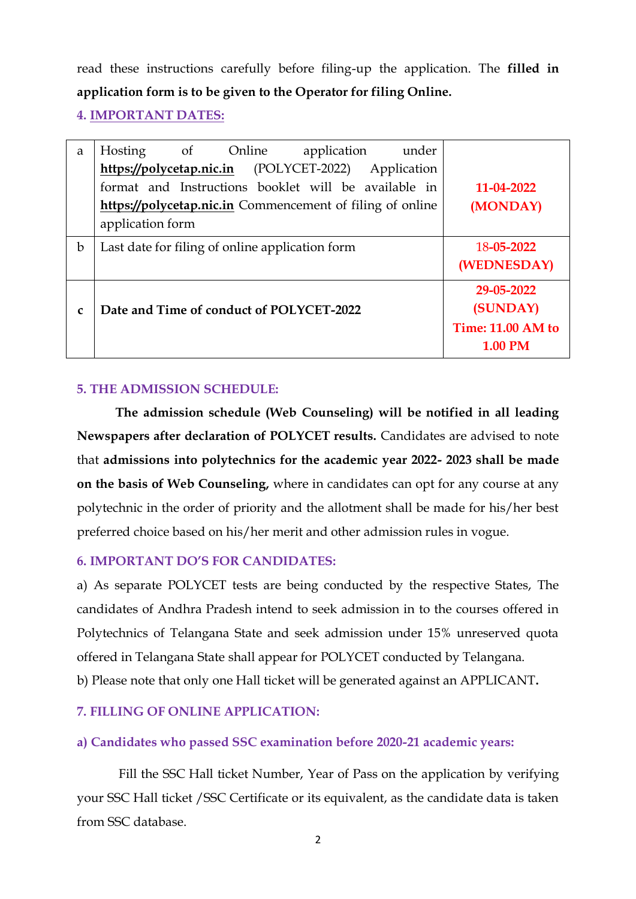read these instructions carefully before filing-up the application. The **filled in application form is to be given to the Operator for filing Online.**

### 4. IMPORTANT DATES:

| | | |
|---|---|---|
| a | Hosting of Online application under **https://polycetap.nic.in** (POLYCET-2022) Application format and Instructions booklet will be available in **https://polycetap.nic.in** Commencement of filing of online application form | **11-04-2022 (MONDAY)** |
| b | Last date for filing of online application form | **18-05-2022 (WEDNESDAY)** |
| c | **Date and Time of conduct of POLYCET-2022** | **29-05-2022 (SUNDAY) Time: 11.00 AM to 1.00 PM** |

### 5. THE ADMISSION SCHEDULE:

**The admission schedule (Web Counseling) will be notified in all leading Newspapers after declaration of POLYCET results.** Candidates are advised to note that **admissions into polytechnics for the academic year 2022- 2023 shall be made on the basis of Web Counseling,** where in candidates can opt for any course at any polytechnic in the order of priority and the allotment shall be made for his/her best preferred choice based on his/her merit and other admission rules in vogue.

### 6. IMPORTANT DO'S FOR CANDIDATES:

a) As separate POLYCET tests are being conducted by the respective States, The candidates of Andhra Pradesh intend to seek admission in to the courses offered in Polytechnics of Telangana State and seek admission under 15% unreserved quota offered in Telangana State shall appear for POLYCET conducted by Telangana.

b) Please note that only one Hall ticket will be generated against an APPLICANT**.**

### 7. FILLING OF ONLINE APPLICATION:

#### a) Candidates who passed SSC examination before 2020-21 academic years:

Fill the SSC Hall ticket Number, Year of Pass on the application by verifying your SSC Hall ticket /SSC Certificate or its equivalent, as the candidate data is taken from SSC database.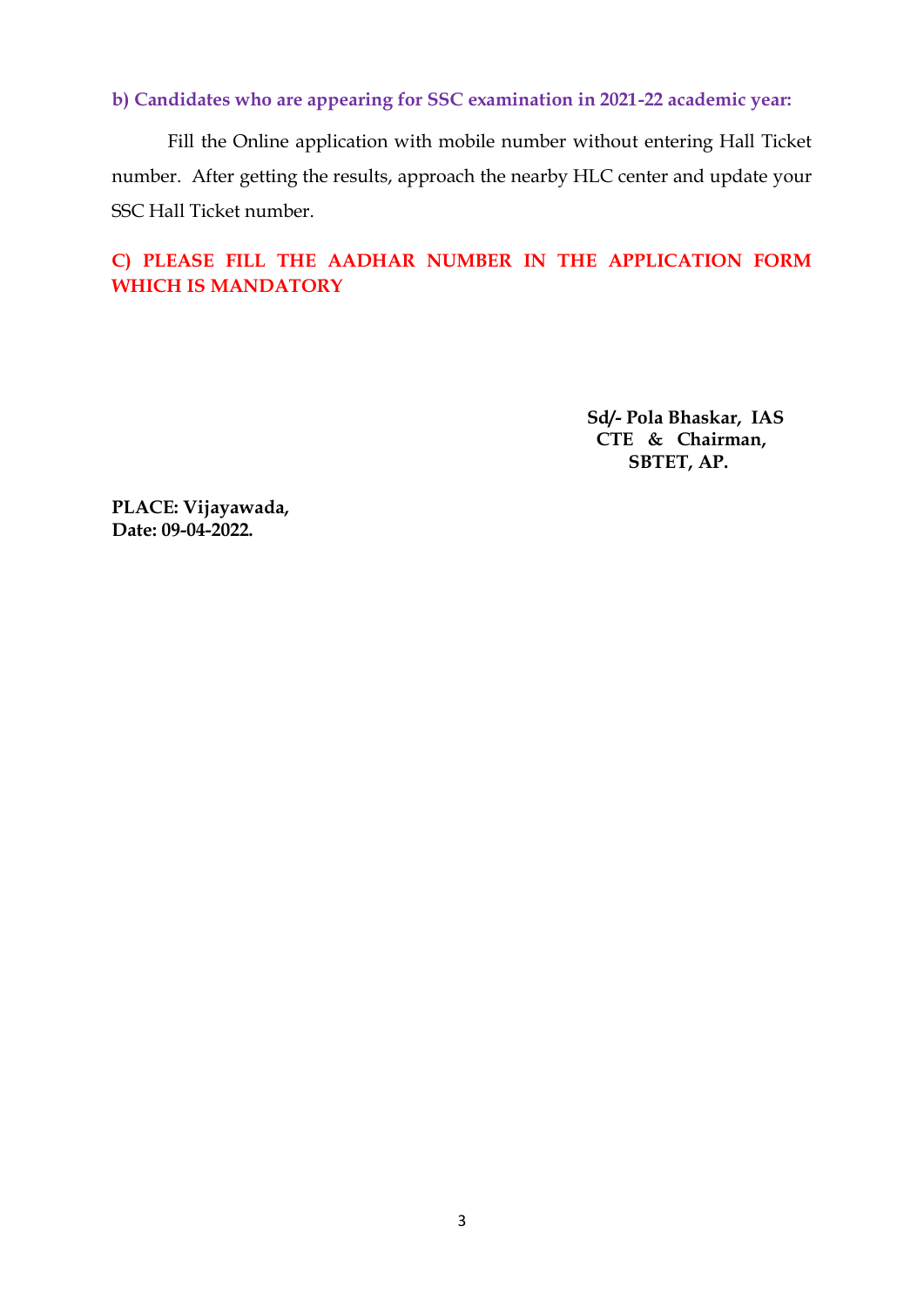**b) Candidates who are appearing for SSC examination in 2021-22 academic year:**

Fill the Online application with mobile number without entering Hall Ticket number. After getting the results, approach the nearby HLC center and update your SSC Hall Ticket number.

**C) PLEASE FILL THE AADHAR NUMBER IN THE APPLICATION FORM WHICH IS MANDATORY**

**Sd/- Pola Bhaskar, IAS**
**CTE & Chairman,**
**SBTET, AP.**

**PLACE: Vijayawada,**
**Date: 09-04-2022.**